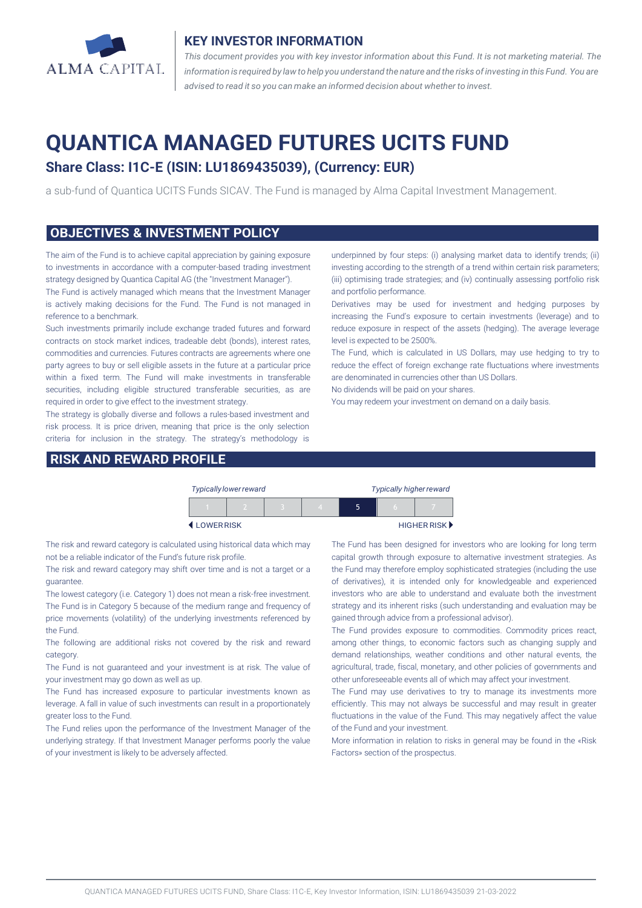## KEY INVESTOR INFORMATION

*This document provides you with key investor information about this Fund. It is not marketing material. The information is required by law to help you understand the nature and the risks of investing in this Fund. You are advised to read it so you can make an informed decision about whether to invest.*

# QUANTICA MANAGED FUTURES UCITS FUND

## Share Class: I1C-E (ISIN: LU1869435039), (Currency: EUR)

a sub-fund of Quantica UCITS Funds SICAV. The Fund is managed by Alma Capital Investment Management.

## OBJECTIVES & INVESTMENT POLICY

The aim of the Fund is to achieve capital appreciation by gaining exposure to investments in accordance with a computer-based trading investment strategy designed by Quantica Capital AG (the "Investment Manager").

The Fund is actively managed which means that the Investment Manager is actively making decisions for the Fund. The Fund is not managed in reference to a benchmark.

Such investments primarily include exchange traded futures and forward contracts on stock market indices, tradeable debt (bonds), interest rates, commodities and currencies. Futures contracts are agreements where one party agrees to buy or sell eligible assets in the future at a particular price within a fixed term. The Fund will make investments in transferable securities, including eligible structured transferable securities, as are required in order to give effect to the investment strategy.

The strategy is globally diverse and follows a rules-based investment and risk process. It is price driven, meaning that price is the only selection criteria for inclusion in the strategy. The strategy's methodology is underpinned by four steps: (i) analysing market data to identify trends; (ii) investing according to the strength of a trend within certain risk parameters; (iii) optimising trade strategies; and (iv) continually assessing portfolio risk and portfolio performance.

Derivatives may be used for investment and hedging purposes by increasing the Fund's exposure to certain investments (leverage) and to reduce exposure in respect of the assets (hedging). The average leverage level is expected to be 2500%.

The Fund, which is calculated in US Dollars, may use hedging to try to reduce the effect of foreign exchange rate fluctuations where investments are denominated in currencies other than US Dollars.

No dividends will be paid on your shares.

You may redeem your investment on demand on a daily basis.

## RISK AND REWARD PROFILE

| *Typically lower reward* | | | | | | *Typically higher reward* |
|---|---|---|---|---|---|---|
| 1 | 2 | 3 | 4 | **5** | 6 | 7 |
| ◀ LOWER RISK | | | | | | HIGHER RISK ▶ |

The risk and reward category is calculated using historical data which may not be a reliable indicator of the Fund's future risk profile.

The risk and reward category may shift over time and is not a target or a guarantee.

The lowest category (i.e. Category 1) does not mean a risk-free investment.

The Fund is in Category 5 because of the medium range and frequency of price movements (volatility) of the underlying investments referenced by the Fund.

The following are additional risks not covered by the risk and reward category.

The Fund is not guaranteed and your investment is at risk. The value of your investment may go down as well as up.

The Fund has increased exposure to particular investments known as leverage. A fall in value of such investments can result in a proportionately greater loss to the Fund.

The Fund relies upon the performance of the Investment Manager of the underlying strategy. If that Investment Manager performs poorly the value of your investment is likely to be adversely affected.

The Fund has been designed for investors who are looking for long term capital growth through exposure to alternative investment strategies. As the Fund may therefore employ sophisticated strategies (including the use of derivatives), it is intended only for knowledgeable and experienced investors who are able to understand and evaluate both the investment strategy and its inherent risks (such understanding and evaluation may be gained through advice from a professional advisor).

The Fund provides exposure to commodities. Commodity prices react, among other things, to economic factors such as changing supply and demand relationships, weather conditions and other natural events, the agricultural, trade, fiscal, monetary, and other policies of governments and other unforeseeable events all of which may affect your investment.

The Fund may use derivatives to try to manage its investments more efficiently. This may not always be successful and may result in greater fluctuations in the value of the Fund. This may negatively affect the value of the Fund and your investment.

More information in relation to risks in general may be found in the «Risk Factors» section of the prospectus.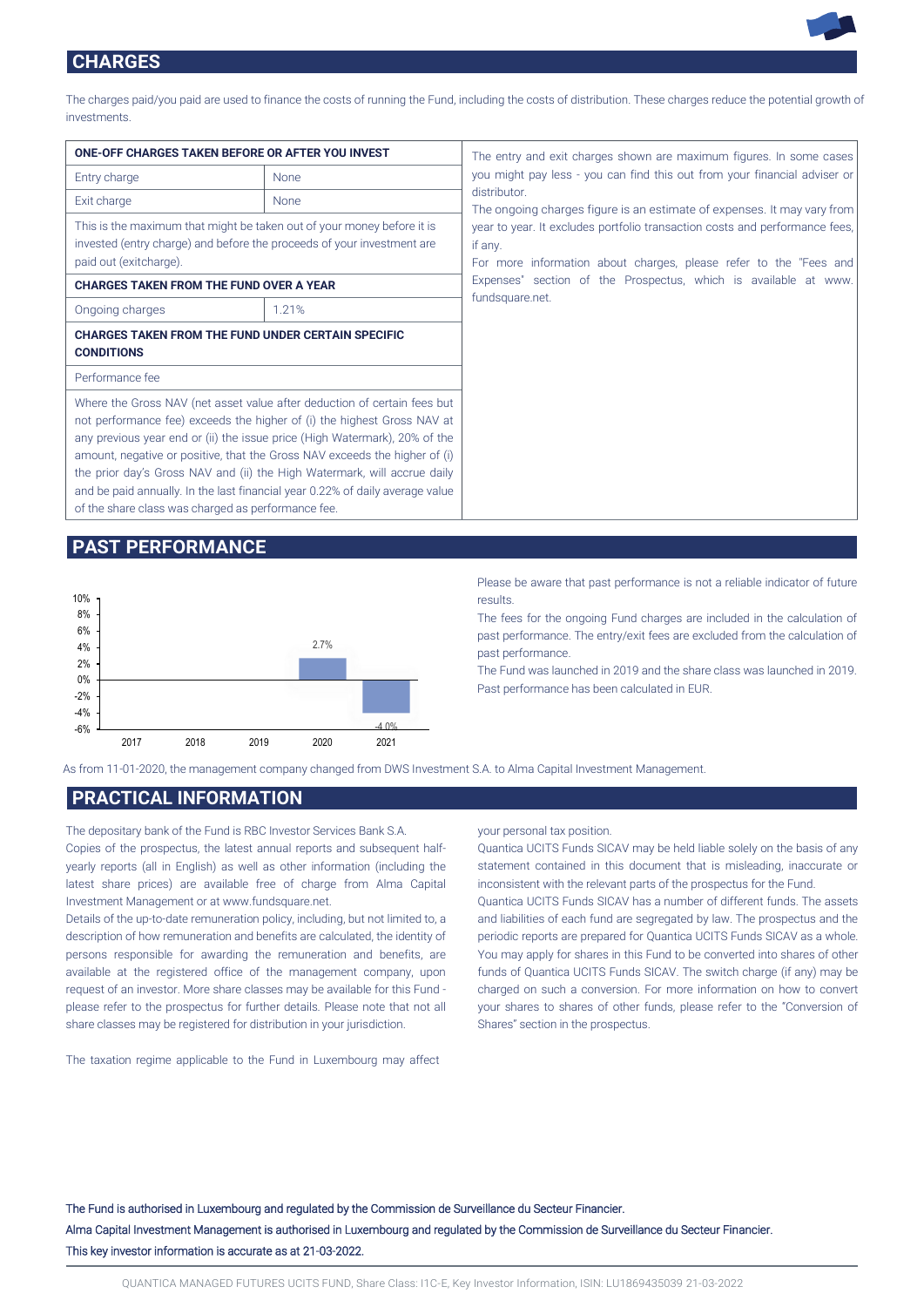## CHARGES

The charges paid/you paid are used to finance the costs of running the Fund, including the costs of distribution. These charges reduce the potential growth of investments.

| ONE-OFF CHARGES TAKEN BEFORE OR AFTER YOU INVEST | |
|---|---|
| Entry charge | None |
| Exit charge | None |
| This is the maximum that might be taken out of your money before it is invested (entry charge) and before the proceeds of your investment are paid out (exitcharge). | |
| **CHARGES TAKEN FROM THE FUND OVER A YEAR** | |
| Ongoing charges | 1.21% |
| **CHARGES TAKEN FROM THE FUND UNDER CERTAIN SPECIFIC CONDITIONS** | |
| Performance fee | |
| Where the Gross NAV (net asset value after deduction of certain fees but not performance fee) exceeds the higher of (i) the highest Gross NAV at any previous year end or (ii) the issue price (High Watermark), 20% of the amount, negative or positive, that the Gross NAV exceeds the higher of (i) the prior day's Gross NAV and (ii) the High Watermark, will accrue daily and be paid annually. In the last financial year 0.22% of daily average value of the share class was charged as performance fee. | |

The entry and exit charges shown are maximum figures. In some cases you might pay less - you can find this out from your financial adviser or distributor.

The ongoing charges figure is an estimate of expenses. It may vary from year to year. It excludes portfolio transaction costs and performance fees, if any.

For more information about charges, please refer to the "Fees and Expenses" section of the Prospectus, which is available at www.fundsquare.net.

## PAST PERFORMANCE

10%
8%
6%
4%
2%
0%
-2%
-4%
-6%

2.7%
-4.0%

2017 2018 2019 2020 2021

Please be aware that past performance is not a reliable indicator of future results.

The fees for the ongoing Fund charges are included in the calculation of past performance. The entry/exit fees are excluded from the calculation of past performance.

The Fund was launched in 2019 and the share class was launched in 2019. Past performance has been calculated in EUR.

As from 11-01-2020, the management company changed from DWS Investment S.A. to Alma Capital Investment Management.

## PRACTICAL INFORMATION

The depositary bank of the Fund is RBC Investor Services Bank S.A.

Copies of the prospectus, the latest annual reports and subsequent half-yearly reports (all in English) as well as other information (including the latest share prices) are available free of charge from Alma Capital Investment Management or at www.fundsquare.net.

Details of the up-to-date remuneration policy, including, but not limited to, a description of how remuneration and benefits are calculated, the identity of persons responsible for awarding the remuneration and benefits, are available at the registered office of the management company, upon request of an investor. More share classes may be available for this Fund - please refer to the prospectus for further details. Please note that not all share classes may be registered for distribution in your jurisdiction.

The taxation regime applicable to the Fund in Luxembourg may affect your personal tax position.

Quantica UCITS Funds SICAV may be held liable solely on the basis of any statement contained in this document that is misleading, inaccurate or inconsistent with the relevant parts of the prospectus for the Fund.

Quantica UCITS Funds SICAV has a number of different funds. The assets and liabilities of each fund are segregated by law. The prospectus and the periodic reports are prepared for Quantica UCITS Funds SICAV as a whole. You may apply for shares in this Fund to be converted into shares of other funds of Quantica UCITS Funds SICAV. The switch charge (if any) may be charged on such a conversion. For more information on how to convert your shares to shares of other funds, please refer to the "Conversion of Shares" section in the prospectus.

The Fund is authorised in Luxembourg and regulated by the Commission de Surveillance du Secteur Financier.

Alma Capital Investment Management is authorised in Luxembourg and regulated by the Commission de Surveillance du Secteur Financier.

This key investor information is accurate as at 21-03-2022.